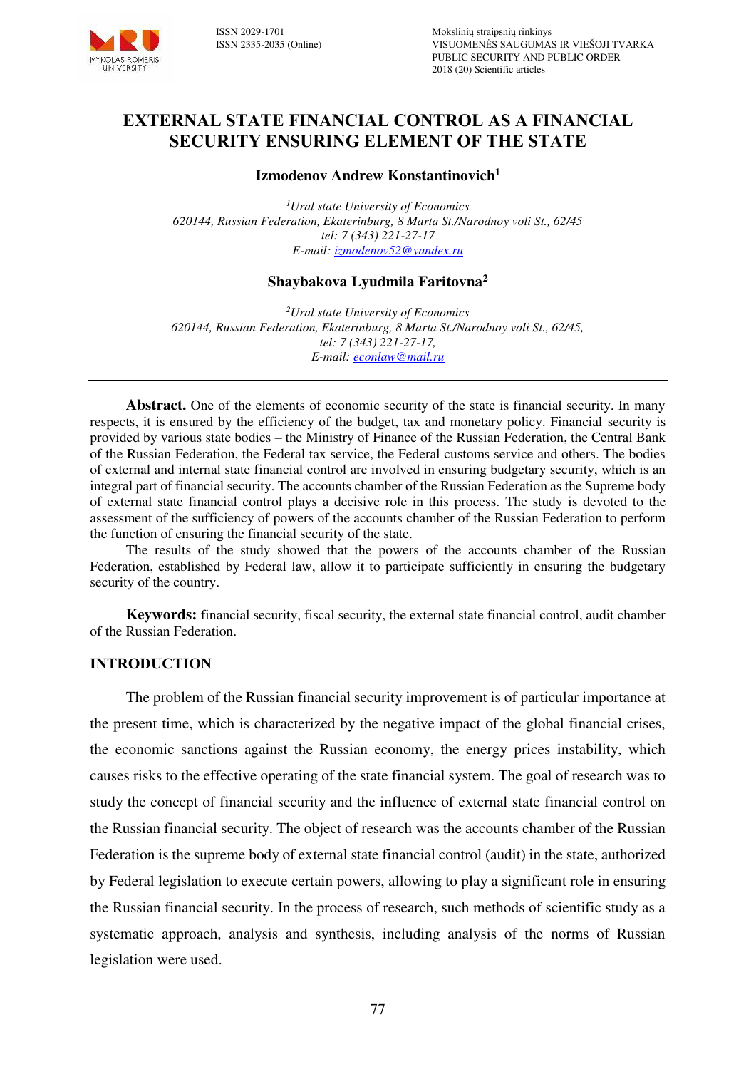# EXTERNAL STATE FINANCIAL CONTROL AS A FINANCIAL SECURITY ENSURING ELEMENT OF THE STATE

**Izmodenov Andrew Konstantinovich[1]**

*[1]Ural state University of Economics*
*620144, Russian Federation, Ekaterinburg, 8 Marta St./Narodnoy voli St., 62/45*
*tel: 7 (343) 221-27-17*
*E-mail: izmodenov52@yandex.ru*

**Shaybakova Lyudmila Faritovna[2]**

*[2]Ural state University of Economics*
*620144, Russian Federation, Ekaterinburg, 8 Marta St./Narodnoy voli St., 62/45,*
*tel: 7 (343) 221-27-17,*
*E-mail: econlaw@mail.ru*

---

**Abstract.** One of the elements of economic security of the state is financial security. In many respects, it is ensured by the efficiency of the budget, tax and monetary policy. Financial security is provided by various state bodies – the Ministry of Finance of the Russian Federation, the Central Bank of the Russian Federation, the Federal tax service, the Federal customs service and others. The bodies of external and internal state financial control are involved in ensuring budgetary security, which is an integral part of financial security. The accounts chamber of the Russian Federation as the Supreme body of external state financial control plays a decisive role in this process. The study is devoted to the assessment of the sufficiency of powers of the accounts chamber of the Russian Federation to perform the function of ensuring the financial security of the state.

The results of the study showed that the powers of the accounts chamber of the Russian Federation, established by Federal law, allow it to participate sufficiently in ensuring the budgetary security of the country.

**Keywords:** financial security, fiscal security, the external state financial control, audit chamber of the Russian Federation.

## INTRODUCTION

The problem of the Russian financial security improvement is of particular importance at the present time, which is characterized by the negative impact of the global financial crises, the economic sanctions against the Russian economy, the energy prices instability, which causes risks to the effective operating of the state financial system. The goal of research was to study the concept of financial security and the influence of external state financial control on the Russian financial security. The object of research was the accounts chamber of the Russian Federation is the supreme body of external state financial control (audit) in the state, authorized by Federal legislation to execute certain powers, allowing to play a significant role in ensuring the Russian financial security. In the process of research, such methods of scientific study as a systematic approach, analysis and synthesis, including analysis of the norms of Russian legislation were used.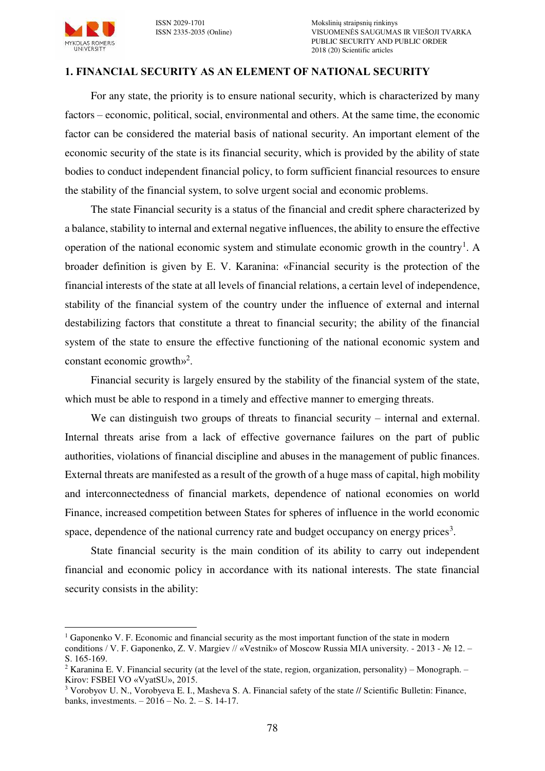## 1. FINANCIAL SECURITY AS AN ELEMENT OF NATIONAL SECURITY

For any state, the priority is to ensure national security, which is characterized by many factors – economic, political, social, environmental and others. At the same time, the economic factor can be considered the material basis of national security. An important element of the economic security of the state is its financial security, which is provided by the ability of state bodies to conduct independent financial policy, to form sufficient financial resources to ensure the stability of the financial system, to solve urgent social and economic problems.

The state Financial security is a status of the financial and credit sphere characterized by a balance, stability to internal and external negative influences, the ability to ensure the effective operation of the national economic system and stimulate economic growth in the country[1]. A broader definition is given by E. V. Karanina: «Financial security is the protection of the financial interests of the state at all levels of financial relations, a certain level of independence, stability of the financial system of the country under the influence of external and internal destabilizing factors that constitute a threat to financial security; the ability of the financial system of the state to ensure the effective functioning of the national economic system and constant economic growth»[2].

Financial security is largely ensured by the stability of the financial system of the state, which must be able to respond in a timely and effective manner to emerging threats.

We can distinguish two groups of threats to financial security – internal and external. Internal threats arise from a lack of effective governance failures on the part of public authorities, violations of financial discipline and abuses in the management of public finances. External threats are manifested as a result of the growth of a huge mass of capital, high mobility and interconnectedness of financial markets, dependence of national economies on world Finance, increased competition between States for spheres of influence in the world economic space, dependence of the national currency rate and budget occupancy on energy prices[3].

State financial security is the main condition of its ability to carry out independent financial and economic policy in accordance with its national interests. The state financial security consists in the ability:

---

[1] Gaponenko V. F. Economic and financial security as the most important function of the state in modern conditions / V. F. Gaponenko, Z. V. Margiev // «Vestnik» of Moscow Russia MIA university. - 2013 - № 12. – S. 165-169.

[2] Karanina E. V. Financial security (at the level of the state, region, organization, personality) – Monograph. – Kirov: FSBEI VO «VyatSU», 2015.

[3] Vorobyov U. N., Vorobyeva E. I., Masheva S. A. Financial safety of the state // Scientific Bulletin: Finance, banks, investments. – 2016 – No. 2. – S. 14-17.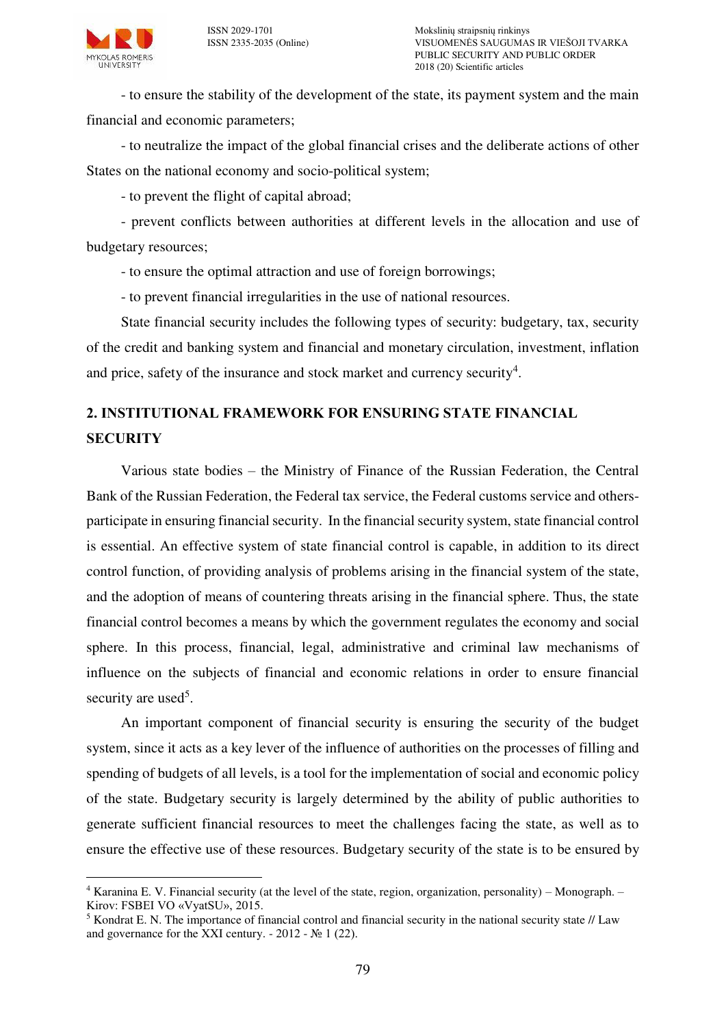- to ensure the stability of the development of the state, its payment system and the main financial and economic parameters;

- to neutralize the impact of the global financial crises and the deliberate actions of other States on the national economy and socio-political system;

- to prevent the flight of capital abroad;

- prevent conflicts between authorities at different levels in the allocation and use of budgetary resources;

- to ensure the optimal attraction and use of foreign borrowings;

- to prevent financial irregularities in the use of national resources.

State financial security includes the following types of security: budgetary, tax, security of the credit and banking system and financial and monetary circulation, investment, inflation and price, safety of the insurance and stock market and currency security[4].

## 2. INSTITUTIONAL FRAMEWORK FOR ENSURING STATE FINANCIAL SECURITY

Various state bodies – the Ministry of Finance of the Russian Federation, the Central Bank of the Russian Federation, the Federal tax service, the Federal customs service and others- participate in ensuring financial security. In the financial security system, state financial control is essential. An effective system of state financial control is capable, in addition to its direct control function, of providing analysis of problems arising in the financial system of the state, and the adoption of means of countering threats arising in the financial sphere. Thus, the state financial control becomes a means by which the government regulates the economy and social sphere. In this process, financial, legal, administrative and criminal law mechanisms of influence on the subjects of financial and economic relations in order to ensure financial security are used[5].

An important component of financial security is ensuring the security of the budget system, since it acts as a key lever of the influence of authorities on the processes of filling and spending of budgets of all levels, is a tool for the implementation of social and economic policy of the state. Budgetary security is largely determined by the ability of public authorities to generate sufficient financial resources to meet the challenges facing the state, as well as to ensure the effective use of these resources. Budgetary security of the state is to be ensured by

---

[4] Karanina E. V. Financial security (at the level of the state, region, organization, personality) – Monograph. – Kirov: FSBEI VO «VyatSU», 2015.

[5] Kondrat E. N. The importance of financial control and financial security in the national security state // Law and governance for the XXI century. - 2012 - № 1 (22).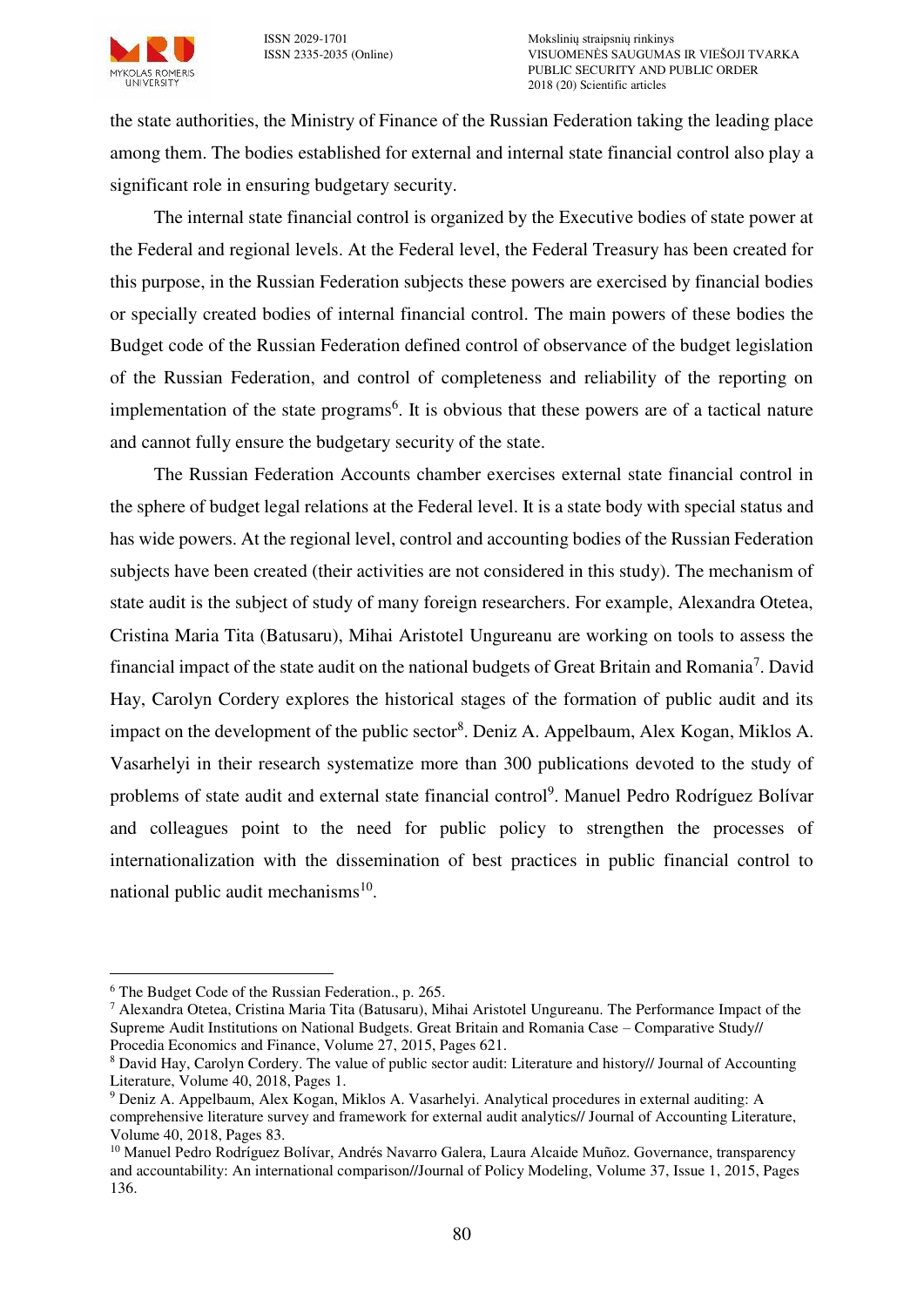the state authorities, the Ministry of Finance of the Russian Federation taking the leading place among them. The bodies established for external and internal state financial control also play a significant role in ensuring budgetary security.

The internal state financial control is organized by the Executive bodies of state power at the Federal and regional levels. At the Federal level, the Federal Treasury has been created for this purpose, in the Russian Federation subjects these powers are exercised by financial bodies or specially created bodies of internal financial control. The main powers of these bodies the Budget code of the Russian Federation defined control of observance of the budget legislation of the Russian Federation, and control of completeness and reliability of the reporting on implementation of the state programs[6]. It is obvious that these powers are of a tactical nature and cannot fully ensure the budgetary security of the state.

The Russian Federation Accounts chamber exercises external state financial control in the sphere of budget legal relations at the Federal level. It is a state body with special status and has wide powers. At the regional level, control and accounting bodies of the Russian Federation subjects have been created (their activities are not considered in this study). The mechanism of state audit is the subject of study of many foreign researchers. For example, Alexandra Otetea, Cristina Maria Tita (Batusaru), Mihai Aristotel Ungureanu are working on tools to assess the financial impact of the state audit on the national budgets of Great Britain and Romania[7]. David Hay, Carolyn Cordery explores the historical stages of the formation of public audit and its impact on the development of the public sector[8]. Deniz A. Appelbaum, Alex Kogan, Miklos A. Vasarhelyi in their research systematize more than 300 publications devoted to the study of problems of state audit and external state financial control[9]. Manuel Pedro Rodríguez Bolívar and colleagues point to the need for public policy to strengthen the processes of internationalization with the dissemination of best practices in public financial control to national public audit mechanisms[10].

---

[6] The Budget Code of the Russian Federation., p. 265.

[7] Alexandra Otetea, Cristina Maria Tita (Batusaru), Mihai Aristotel Ungureanu. The Performance Impact of the Supreme Audit Institutions on National Budgets. Great Britain and Romania Case – Comparative Study// Procedia Economics and Finance, Volume 27, 2015, Pages 621.

[8] David Hay, Carolyn Cordery. The value of public sector audit: Literature and history// Journal of Accounting Literature, Volume 40, 2018, Pages 1.

[9] Deniz A. Appelbaum, Alex Kogan, Miklos A. Vasarhelyi. Analytical procedures in external auditing: A comprehensive literature survey and framework for external audit analytics// Journal of Accounting Literature, Volume 40, 2018, Pages 83.

[10] Manuel Pedro Rodríguez Bolívar, Andrés Navarro Galera, Laura Alcaide Muñoz. Governance, transparency and accountability: An international comparison//Journal of Policy Modeling, Volume 37, Issue 1, 2015, Pages 136.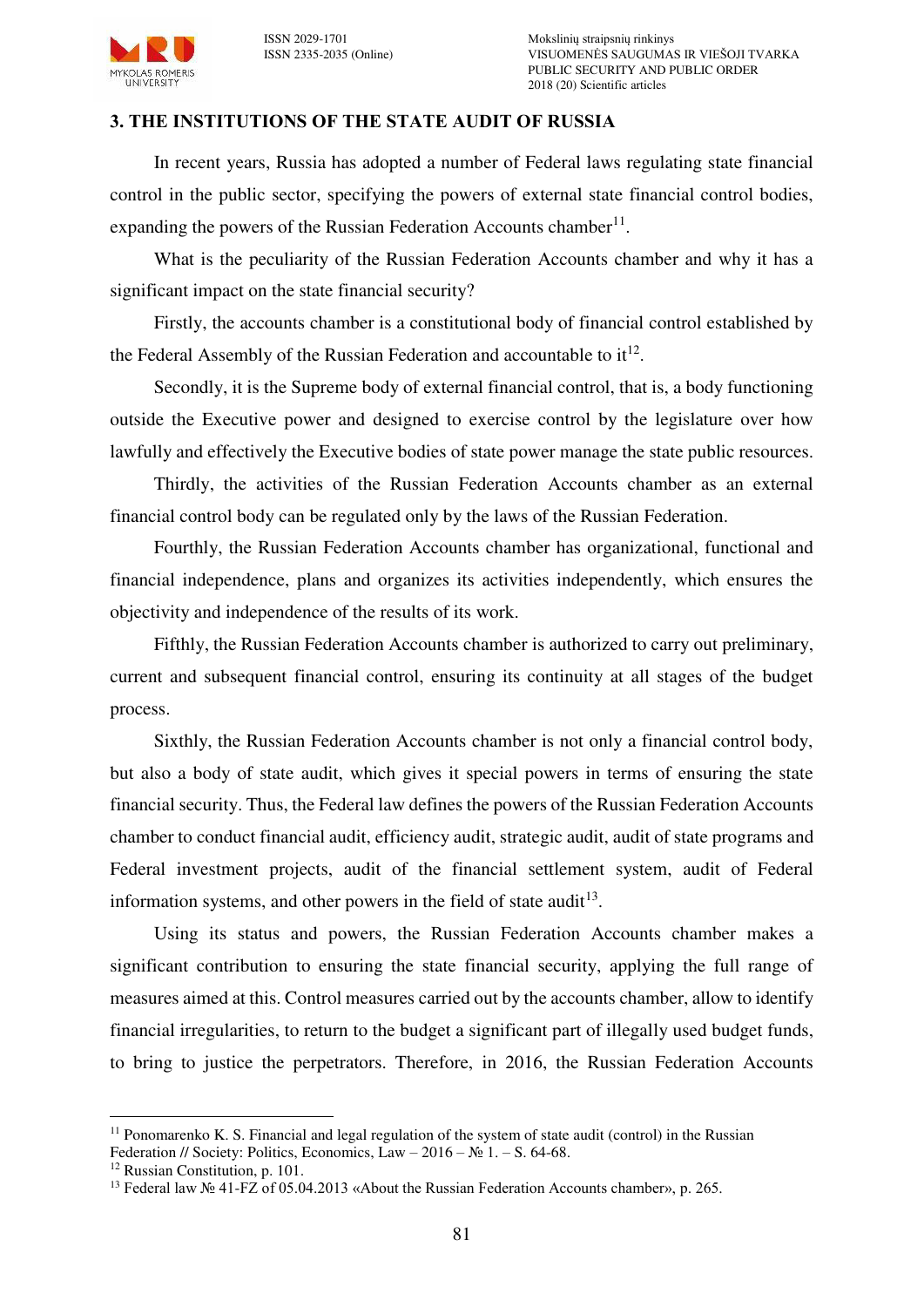## 3. THE INSTITUTIONS OF THE STATE AUDIT OF RUSSIA

In recent years, Russia has adopted a number of Federal laws regulating state financial control in the public sector, specifying the powers of external state financial control bodies, expanding the powers of the Russian Federation Accounts chamber[11].

What is the peculiarity of the Russian Federation Accounts chamber and why it has a significant impact on the state financial security?

Firstly, the accounts chamber is a constitutional body of financial control established by the Federal Assembly of the Russian Federation and accountable to it[12].

Secondly, it is the Supreme body of external financial control, that is, a body functioning outside the Executive power and designed to exercise control by the legislature over how lawfully and effectively the Executive bodies of state power manage the state public resources.

Thirdly, the activities of the Russian Federation Accounts chamber as an external financial control body can be regulated only by the laws of the Russian Federation.

Fourthly, the Russian Federation Accounts chamber has organizational, functional and financial independence, plans and organizes its activities independently, which ensures the objectivity and independence of the results of its work.

Fifthly, the Russian Federation Accounts chamber is authorized to carry out preliminary, current and subsequent financial control, ensuring its continuity at all stages of the budget process.

Sixthly, the Russian Federation Accounts chamber is not only a financial control body, but also a body of state audit, which gives it special powers in terms of ensuring the state financial security. Thus, the Federal law defines the powers of the Russian Federation Accounts chamber to conduct financial audit, efficiency audit, strategic audit, audit of state programs and Federal investment projects, audit of the financial settlement system, audit of Federal information systems, and other powers in the field of state audit[13].

Using its status and powers, the Russian Federation Accounts chamber makes a significant contribution to ensuring the state financial security, applying the full range of measures aimed at this. Control measures carried out by the accounts chamber, allow to identify financial irregularities, to return to the budget a significant part of illegally used budget funds, to bring to justice the perpetrators. Therefore, in 2016, the Russian Federation Accounts

---

[11] Ponomarenko K. S. Financial and legal regulation of the system of state audit (control) in the Russian Federation // Society: Politics, Economics, Law – 2016 – № 1. – S. 64-68.

[12] Russian Constitution, p. 101.

[13] Federal law № 41-FZ of 05.04.2013 «About the Russian Federation Accounts chamber», p. 265.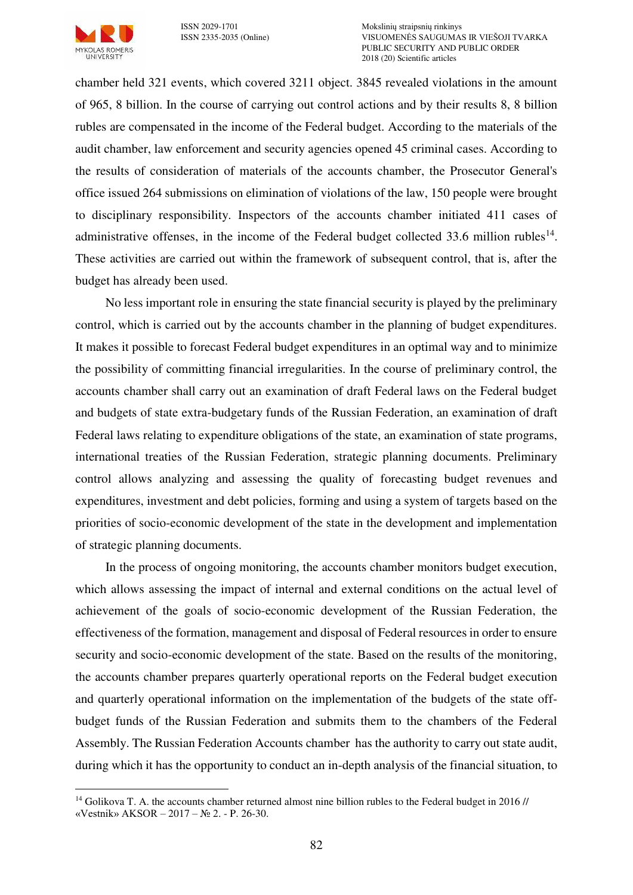chamber held 321 events, which covered 3211 object. 3845 revealed violations in the amount of 965, 8 billion. In the course of carrying out control actions and by their results 8, 8 billion rubles are compensated in the income of the Federal budget. According to the materials of the audit chamber, law enforcement and security agencies opened 45 criminal cases. According to the results of consideration of materials of the accounts chamber, the Prosecutor General's office issued 264 submissions on elimination of violations of the law, 150 people were brought to disciplinary responsibility. Inspectors of the accounts chamber initiated 411 cases of administrative offenses, in the income of the Federal budget collected 33.6 million rubles[14]. These activities are carried out within the framework of subsequent control, that is, after the budget has already been used.

No less important role in ensuring the state financial security is played by the preliminary control, which is carried out by the accounts chamber in the planning of budget expenditures. It makes it possible to forecast Federal budget expenditures in an optimal way and to minimize the possibility of committing financial irregularities. In the course of preliminary control, the accounts chamber shall carry out an examination of draft Federal laws on the Federal budget and budgets of state extra-budgetary funds of the Russian Federation, an examination of draft Federal laws relating to expenditure obligations of the state, an examination of state programs, international treaties of the Russian Federation, strategic planning documents. Preliminary control allows analyzing and assessing the quality of forecasting budget revenues and expenditures, investment and debt policies, forming and using a system of targets based on the priorities of socio-economic development of the state in the development and implementation of strategic planning documents.

In the process of ongoing monitoring, the accounts chamber monitors budget execution, which allows assessing the impact of internal and external conditions on the actual level of achievement of the goals of socio-economic development of the Russian Federation, the effectiveness of the formation, management and disposal of Federal resources in order to ensure security and socio-economic development of the state. Based on the results of the monitoring, the accounts chamber prepares quarterly operational reports on the Federal budget execution and quarterly operational information on the implementation of the budgets of the state off-budget funds of the Russian Federation and submits them to the chambers of the Federal Assembly. The Russian Federation Accounts chamber has the authority to carry out state audit, during which it has the opportunity to conduct an in-depth analysis of the financial situation, to

---

[14] Golikova T. A. the accounts chamber returned almost nine billion rubles to the Federal budget in 2016 // «Vestnik» AKSOR – 2017 – № 2. - P. 26-30.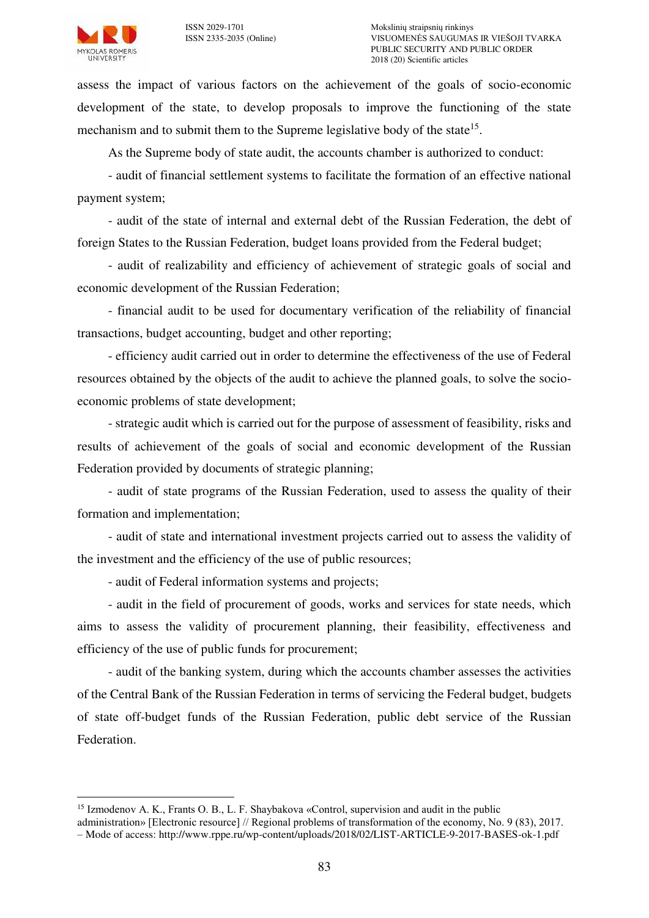assess the impact of various factors on the achievement of the goals of socio-economic development of the state, to develop proposals to improve the functioning of the state mechanism and to submit them to the Supreme legislative body of the state[15].

As the Supreme body of state audit, the accounts chamber is authorized to conduct:

- audit of financial settlement systems to facilitate the formation of an effective national payment system;
- audit of the state of internal and external debt of the Russian Federation, the debt of foreign States to the Russian Federation, budget loans provided from the Federal budget;
- audit of realizability and efficiency of achievement of strategic goals of social and economic development of the Russian Federation;
- financial audit to be used for documentary verification of the reliability of financial transactions, budget accounting, budget and other reporting;
- efficiency audit carried out in order to determine the effectiveness of the use of Federal resources obtained by the objects of the audit to achieve the planned goals, to solve the socio-economic problems of state development;
- strategic audit which is carried out for the purpose of assessment of feasibility, risks and results of achievement of the goals of social and economic development of the Russian Federation provided by documents of strategic planning;
- audit of state programs of the Russian Federation, used to assess the quality of their formation and implementation;
- audit of state and international investment projects carried out to assess the validity of the investment and the efficiency of the use of public resources;
- audit of Federal information systems and projects;
- audit in the field of procurement of goods, works and services for state needs, which aims to assess the validity of procurement planning, their feasibility, effectiveness and efficiency of the use of public funds for procurement;
- audit of the banking system, during which the accounts chamber assesses the activities of the Central Bank of the Russian Federation in terms of servicing the Federal budget, budgets of state off-budget funds of the Russian Federation, public debt service of the Russian Federation.

---

[15] Izmodenov A. K., Frants O. B., L. F. Shaybakova «Control, supervision and audit in the public administration» [Electronic resource] // Regional problems of transformation of the economy, No. 9 (83), 2017. – Mode of access: http://www.rppe.ru/wp-content/uploads/2018/02/LIST-ARTICLE-9-2017-BASES-ok-1.pdf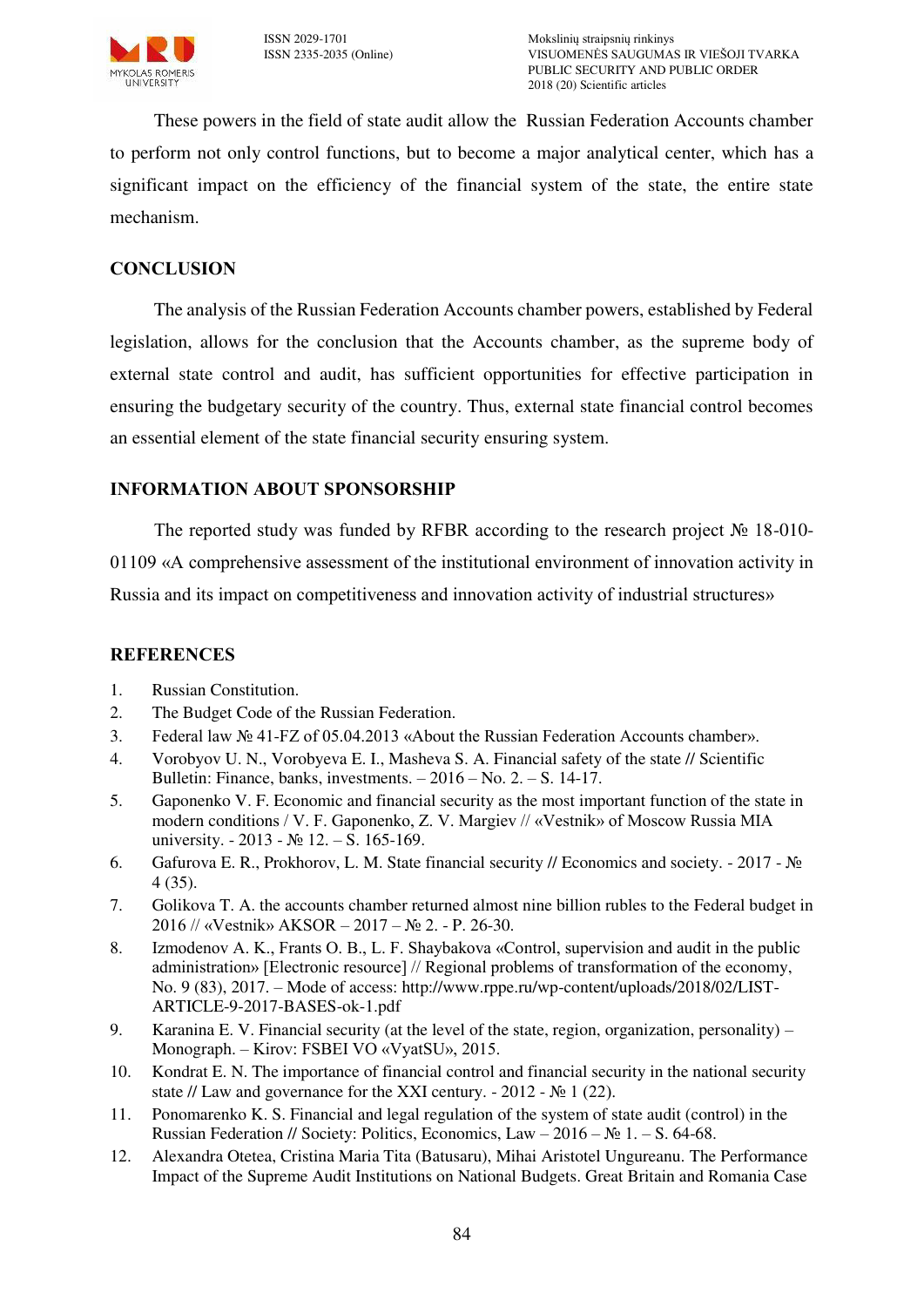These powers in the field of state audit allow the Russian Federation Accounts chamber to perform not only control functions, but to become a major analytical center, which has a significant impact on the efficiency of the financial system of the state, the entire state mechanism.

## CONCLUSION

The analysis of the Russian Federation Accounts chamber powers, established by Federal legislation, allows for the conclusion that the Accounts chamber, as the supreme body of external state control and audit, has sufficient opportunities for effective participation in ensuring the budgetary security of the country. Thus, external state financial control becomes an essential element of the state financial security ensuring system.

## INFORMATION ABOUT SPONSORSHIP

The reported study was funded by RFBR according to the research project № 18-010-01109 «A comprehensive assessment of the institutional environment of innovation activity in Russia and its impact on competitiveness and innovation activity of industrial structures»

## REFERENCES

1. Russian Constitution.
2. The Budget Code of the Russian Federation.
3. Federal law № 41-FZ of 05.04.2013 «About the Russian Federation Accounts chamber».
4. Vorobyov U. N., Vorobyeva E. I., Masheva S. A. Financial safety of the state // Scientific Bulletin: Finance, banks, investments. – 2016 – No. 2. – S. 14-17.
5. Gaponenko V. F. Economic and financial security as the most important function of the state in modern conditions / V. F. Gaponenko, Z. V. Margiev // «Vestnik» of Moscow Russia MIA university. - 2013 - № 12. – S. 165-169.
6. Gafurova E. R., Prokhorov, L. M. State financial security // Economics and society. - 2017 - № 4 (35).
7. Golikova T. A. the accounts chamber returned almost nine billion rubles to the Federal budget in 2016 // «Vestnik» AKSOR – 2017 – № 2. - P. 26-30.
8. Izmodenov A. K., Frants O. B., L. F. Shaybakova «Control, supervision and audit in the public administration» [Electronic resource] // Regional problems of transformation of the economy, No. 9 (83), 2017. – Mode of access: http://www.rppe.ru/wp-content/uploads/2018/02/LIST-ARTICLE-9-2017-BASES-ok-1.pdf
9. Karanina E. V. Financial security (at the level of the state, region, organization, personality) – Monograph. – Kirov: FSBEI VO «VyatSU», 2015.
10. Kondrat E. N. The importance of financial control and financial security in the national security state // Law and governance for the XXI century. - 2012 - № 1 (22).
11. Ponomarenko K. S. Financial and legal regulation of the system of state audit (control) in the Russian Federation // Society: Politics, Economics, Law – 2016 – № 1. – S. 64-68.
12. Alexandra Otetea, Cristina Maria Tita (Batusaru), Mihai Aristotel Ungureanu. The Performance Impact of the Supreme Audit Institutions on National Budgets. Great Britain and Romania Case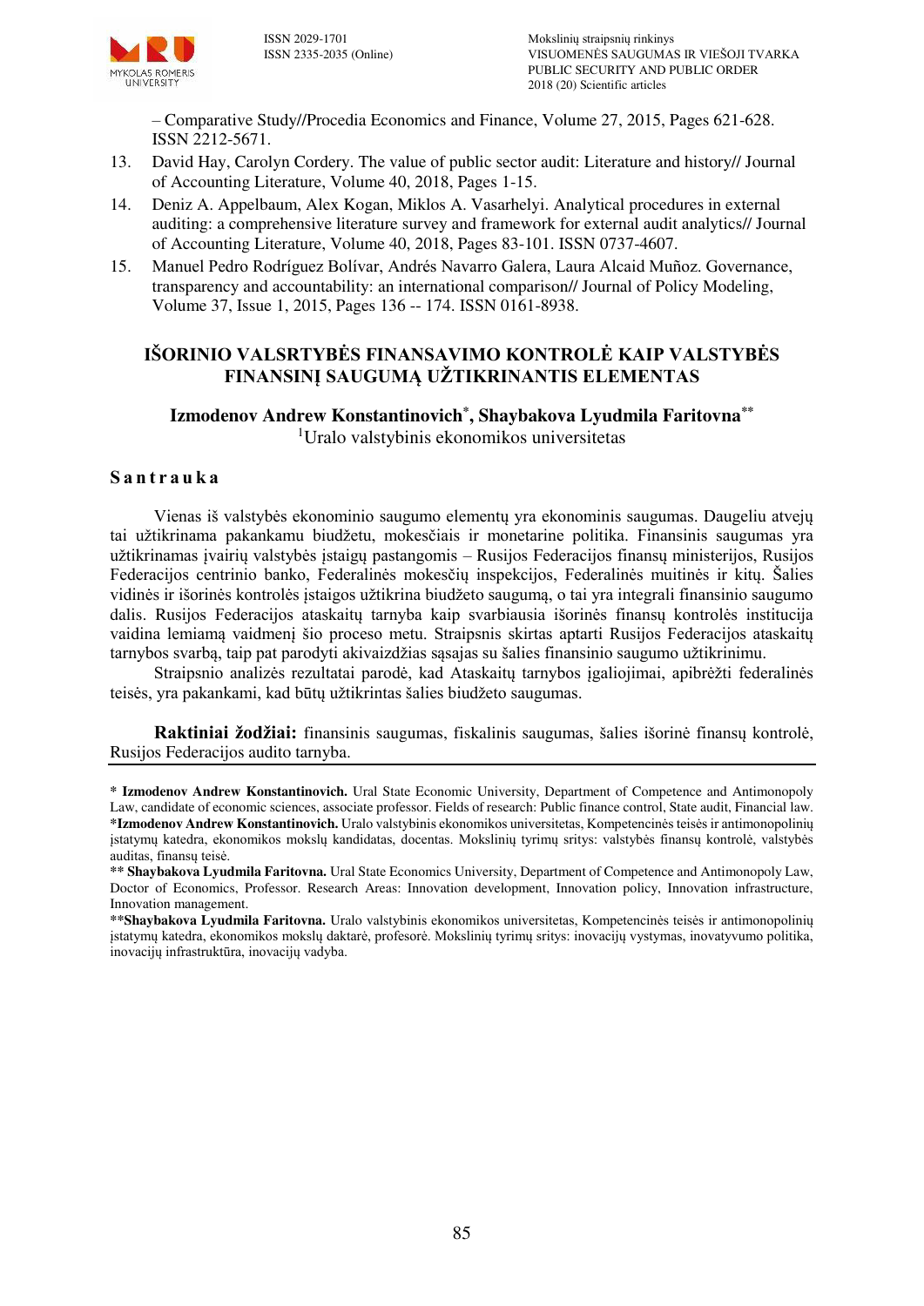– Comparative Study//Procedia Economics and Finance, Volume 27, 2015, Pages 621-628. ISSN 2212-5671.

13. David Hay, Carolyn Cordery. The value of public sector audit: Literature and history// Journal of Accounting Literature, Volume 40, 2018, Pages 1-15.
14. Deniz A. Appelbaum, Alex Kogan, Miklos A. Vasarhelyi. Analytical procedures in external auditing: a comprehensive literature survey and framework for external audit analytics// Journal of Accounting Literature, Volume 40, 2018, Pages 83-101. ISSN 0737-4607.
15. Manuel Pedro Rodríguez Bolívar, Andrés Navarro Galera, Laura Alcaid Muñoz. Governance, transparency and accountability: an international comparison// Journal of Policy Modeling, Volume 37, Issue 1, 2015, Pages 136 -- 174. ISSN 0161-8938.

## IŠORINIO VALSRTYBĖS FINANSAVIMO KONTROLĖ KAIP VALSTYBĖS FINANSINĮ SAUGUMĄ UŽTIKRINANTIS ELEMENTAS

**Izmodenov Andrew Konstantinovich\*, Shaybakova Lyudmila Faritovna\*\***

[1]Uralo valstybinis ekonomikos universitetas

### S a n t r a u k a

Vienas iš valstybės ekonominio saugumo elementų yra ekonominis saugumas. Daugeliu atvejų tai užtikrinama pakankamu biudžetu, mokesčiais ir monetarine politika. Finansinis saugumas yra užtikrinamas įvairių valstybės įstaigų pastangomis – Rusijos Federacijos finansų ministerijos, Rusijos Federacijos centrinio banko, Federalinės mokesčių inspekcijos, Federalinės muitinės ir kitų. Šalies vidinės ir išorinės kontrolės įstaigos užtikrina biudžeto saugumą, o tai yra integrali finansinio saugumo dalis. Rusijos Federacijos ataskaitų tarnyba kaip svarbiausia išorinės finansų kontrolės institucija vaidina lemiamą vaidmenį šio proceso metu. Straipsnis skirtas aptarti Rusijos Federacijos ataskaitų tarnybos svarbą, taip pat parodyti akivaizdžias sąsajas su šalies finansinio saugumo užtikrinimu.

Straipsnio analizės rezultatai parodė, kad Ataskaitų tarnybos įgaliojimai, apibrėžti federalinės teisės, yra pakankami, kad būtų užtikrintas šalies biudžeto saugumas.

**Raktiniai žodžiai:** finansinis saugumas, fiskalinis saugumas, šalies išorinė finansų kontrolė, Rusijos Federacijos audito tarnyba.

---

\* **Izmodenov Andrew Konstantinovich.** Ural State Economic University, Department of Competence and Antimonopoly Law, candidate of economic sciences, associate professor. Fields of research: Public finance control, State audit, Financial law.
\***Izmodenov Andrew Konstantinovich.** Uralo valstybinis ekonomikos universitetas, Kompetencinės teisės ir antimonopolinių įstatymų katedra, ekonomikos mokslų kandidatas, docentas. Mokslinių tyrimų sritys: valstybės finansų kontrolė, valstybės auditas, finansų teisė.

\*\* **Shaybakova Lyudmila Faritovna.** Ural State Economics University, Department of Competence and Antimonopoly Law, Doctor of Economics, Professor. Research Areas: Innovation development, Innovation policy, Innovation infrastructure, Innovation management.
\*\***Shaybakova Lyudmila Faritovna.** Uralo valstybinis ekonomikos universitetas, Kompetencinės teisės ir antimonopolinių įstatymų katedra, ekonomikos mokslų daktarė, profesorė. Mokslinių tyrimų sritys: inovacijų vystymas, inovatyvumo politika, inovacijų infrastruktūra, inovacijų vadyba.